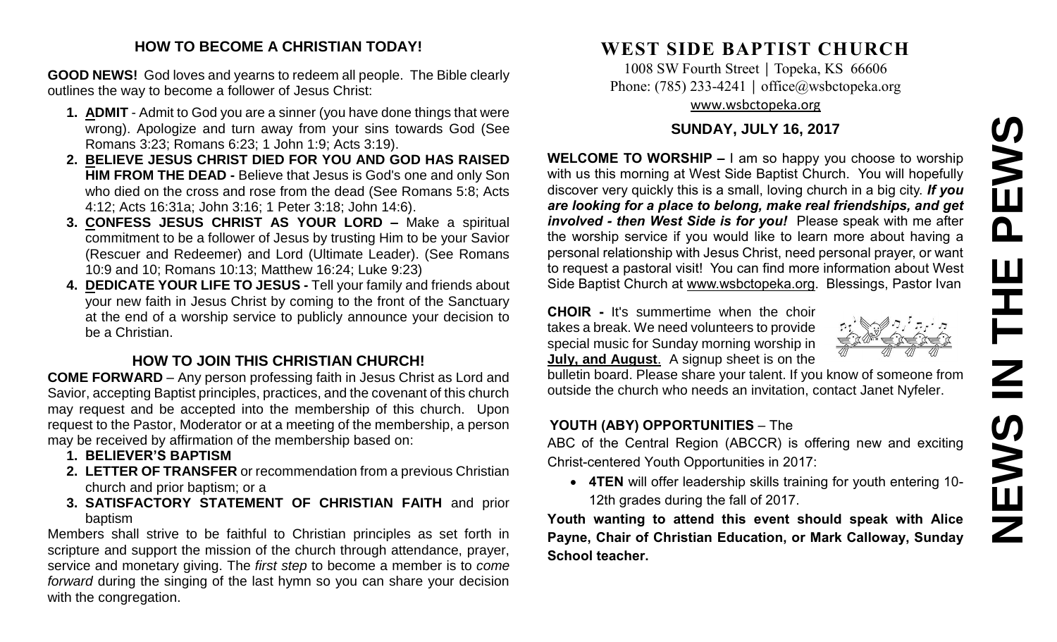## HOW TO BECOME A CHRISTIAN TODAY!

**GOOD NEWS!** God loves and yearns to redeem all people. The Bible clearly outlines the way to become a follower of Jesus Christ:

1. **ADMIT** - Admit to God you are a sinner (you have done things that were wrong). Apologize and turn away from your sins towards God (See Romans 3:23; Romans 6:23; 1 John 1:9; Acts 3:19).
2. **BELIEVE JESUS CHRIST DIED FOR YOU AND GOD HAS RAISED HIM FROM THE DEAD -** Believe that Jesus is God's one and only Son who died on the cross and rose from the dead (See Romans 5:8; Acts 4:12; Acts 16:31a; John 3:16; 1 Peter 3:18; John 14:6).
3. **CONFESS JESUS CHRIST AS YOUR LORD –** Make a spiritual commitment to be a follower of Jesus by trusting Him to be your Savior (Rescuer and Redeemer) and Lord (Ultimate Leader). (See Romans 10:9 and 10; Romans 10:13; Matthew 16:24; Luke 9:23)
4. **DEDICATE YOUR LIFE TO JESUS -** Tell your family and friends about your new faith in Jesus Christ by coming to the front of the Sanctuary at the end of a worship service to publicly announce your decision to be a Christian.

## HOW TO JOIN THIS CHRISTIAN CHURCH!

**COME FORWARD** – Any person professing faith in Jesus Christ as Lord and Savior, accepting Baptist principles, practices, and the covenant of this church may request and be accepted into the membership of this church. Upon request to the Pastor, Moderator or at a meeting of the membership, a person may be received by affirmation of the membership based on:

1. **BELIEVER'S BAPTISM**
2. **LETTER OF TRANSFER** or recommendation from a previous Christian church and prior baptism; or a
3. **SATISFACTORY STATEMENT OF CHRISTIAN FAITH** and prior baptism

Members shall strive to be faithful to Christian principles as set forth in scripture and support the mission of the church through attendance, prayer, service and monetary giving. The *first step* to become a member is to *come forward* during the singing of the last hymn so you can share your decision with the congregation.

# WEST SIDE BAPTIST CHURCH

1008 SW Fourth Street | Topeka, KS 66606
Phone: (785) 233-4241 | office@wsbctopeka.org
www.wsbctopeka.org

### SUNDAY, JULY 16, 2017

**WELCOME TO WORSHIP –** I am so happy you choose to worship with us this morning at West Side Baptist Church. You will hopefully discover very quickly this is a small, loving church in a big city. ***If you are looking for a place to belong, make real friendships, and get involved - then West Side is for you!*** Please speak with me after the worship service if you would like to learn more about having a personal relationship with Jesus Christ, need personal prayer, or want to request a pastoral visit! You can find more information about West Side Baptist Church at www.wsbctopeka.org. Blessings, Pastor Ivan

**CHOIR -** It's summertime when the choir takes a break. We need volunteers to provide special music for Sunday morning worship in **July, and August**. A signup sheet is on the bulletin board. Please share your talent. If you know of someone from outside the church who needs an invitation, contact Janet Nyfeler.

**YOUTH (ABY) OPPORTUNITIES** – The ABC of the Central Region (ABCCR) is offering new and exciting Christ-centered Youth Opportunities in 2017:

- **4TEN** will offer leadership skills training for youth entering 10-12th grades during the fall of 2017.

**Youth wanting to attend this event should speak with Alice Payne, Chair of Christian Education, or Mark Calloway, Sunday School teacher.**

# NEWS IN THE PEWS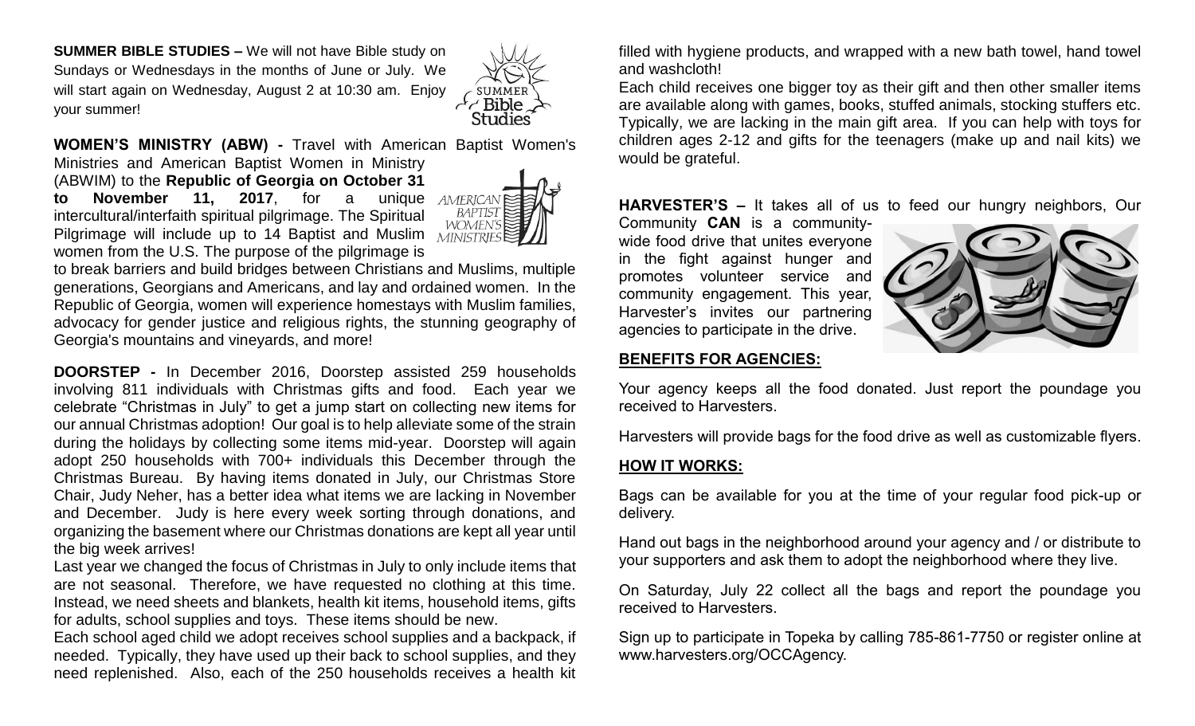**SUMMER BIBLE STUDIES –** We will not have Bible study on Sundays or Wednesdays in the months of June or July. We will start again on Wednesday, August 2 at 10:30 am. Enjoy your summer!

**WOMEN'S MINISTRY (ABW) -** Travel with American Baptist Women's Ministries and American Baptist Women in Ministry (ABWIM) to the **Republic of Georgia on October 31 to November 11, 2017**, for a unique intercultural/interfaith spiritual pilgrimage. The Spiritual Pilgrimage will include up to 14 Baptist and Muslim women from the U.S. The purpose of the pilgrimage is to break barriers and build bridges between Christians and Muslims, multiple generations, Georgians and Americans, and lay and ordained women. In the Republic of Georgia, women will experience homestays with Muslim families, advocacy for gender justice and religious rights, the stunning geography of Georgia's mountains and vineyards, and more!

**DOORSTEP -** In December 2016, Doorstep assisted 259 households involving 811 individuals with Christmas gifts and food. Each year we celebrate "Christmas in July" to get a jump start on collecting new items for our annual Christmas adoption! Our goal is to help alleviate some of the strain during the holidays by collecting some items mid-year. Doorstep will again adopt 250 households with 700+ individuals this December through the Christmas Bureau. By having items donated in July, our Christmas Store Chair, Judy Neher, has a better idea what items we are lacking in November and December. Judy is here every week sorting through donations, and organizing the basement where our Christmas donations are kept all year until the big week arrives!

Last year we changed the focus of Christmas in July to only include items that are not seasonal. Therefore, we have requested no clothing at this time. Instead, we need sheets and blankets, health kit items, household items, gifts for adults, school supplies and toys. These items should be new.

Each school aged child we adopt receives school supplies and a backpack, if needed. Typically, they have used up their back to school supplies, and they need replenished. Also, each of the 250 households receives a health kit filled with hygiene products, and wrapped with a new bath towel, hand towel and washcloth!

Each child receives one bigger toy as their gift and then other smaller items are available along with games, books, stuffed animals, stocking stuffers etc. Typically, we are lacking in the main gift area. If you can help with toys for children ages 2-12 and gifts for the teenagers (make up and nail kits) we would be grateful.

**HARVESTER'S –** It takes all of us to feed our hungry neighbors, Our Community **CAN** is a community-wide food drive that unites everyone in the fight against hunger and promotes volunteer service and community engagement. This year, Harvester's invites our partnering agencies to participate in the drive.

**BENEFITS FOR AGENCIES:**

Your agency keeps all the food donated. Just report the poundage you received to Harvesters.

Harvesters will provide bags for the food drive as well as customizable flyers.

**HOW IT WORKS:**

Bags can be available for you at the time of your regular food pick-up or delivery.

Hand out bags in the neighborhood around your agency and / or distribute to your supporters and ask them to adopt the neighborhood where they live.

On Saturday, July 22 collect all the bags and report the poundage you received to Harvesters.

Sign up to participate in Topeka by calling 785-861-7750 or register online at www.harvesters.org/OCCAgency.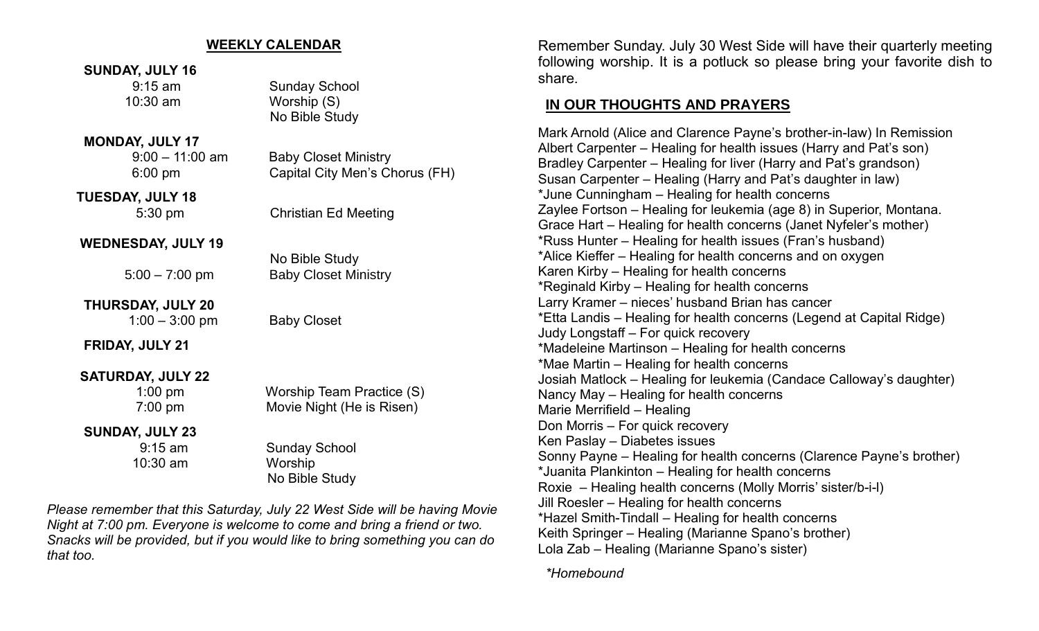## WEEKLY CALENDAR

**SUNDAY, JULY 16**

| | |
|---|---|
| 9:15 am | Sunday School |
| 10:30 am | Worship (S) |
| | No Bible Study |

**MONDAY, JULY 17**

| | |
|---|---|
| 9:00 – 11:00 am | Baby Closet Ministry |
| 6:00 pm | Capital City Men's Chorus (FH) |

**TUESDAY, JULY 18**

| | |
|---|---|
| 5:30 pm | Christian Ed Meeting |

**WEDNESDAY, JULY 19**

| | |
|---|---|
| | No Bible Study |
| 5:00 – 7:00 pm | Baby Closet Ministry |

**THURSDAY, JULY 20**

| | |
|---|---|
| 1:00 – 3:00 pm | Baby Closet |

**FRIDAY, JULY 21**

**SATURDAY, JULY 22**

| | |
|---|---|
| 1:00 pm | Worship Team Practice (S) |
| 7:00 pm | Movie Night (He is Risen) |

**SUNDAY, JULY 23**

| | |
|---|---|
| 9:15 am | Sunday School |
| 10:30 am | Worship |
| | No Bible Study |

*Please remember that this Saturday, July 22 West Side will be having Movie Night at 7:00 pm. Everyone is welcome to come and bring a friend or two. Snacks will be provided, but if you would like to bring something you can do that too.*

Remember Sunday. July 30 West Side will have their quarterly meeting following worship. It is a potluck so please bring your favorite dish to share.

## IN OUR THOUGHTS AND PRAYERS

Mark Arnold (Alice and Clarence Payne's brother-in-law) In Remission
Albert Carpenter – Healing for health issues (Harry and Pat's son)
Bradley Carpenter – Healing for liver (Harry and Pat's grandson)
Susan Carpenter – Healing (Harry and Pat's daughter in law)
*June Cunningham – Healing for health concerns
Zaylee Fortson – Healing for leukemia (age 8) in Superior, Montana.
Grace Hart – Healing for health concerns (Janet Nyfeler's mother)
*Russ Hunter – Healing for health issues (Fran's husband)
*Alice Kieffer – Healing for health concerns and on oxygen
Karen Kirby – Healing for health concerns
*Reginald Kirby – Healing for health concerns
Larry Kramer – nieces' husband Brian has cancer
*Etta Landis – Healing for health concerns (Legend at Capital Ridge)
Judy Longstaff – For quick recovery
*Madeleine Martinson – Healing for health concerns
*Mae Martin – Healing for health concerns
Josiah Matlock – Healing for leukemia (Candace Calloway's daughter)
Nancy May – Healing for health concerns
Marie Merrifield – Healing
Don Morris – For quick recovery
Ken Paslay – Diabetes issues
Sonny Payne – Healing for health concerns (Clarence Payne's brother)
*Juanita Plankinton – Healing for health concerns
Roxie – Healing health concerns (Molly Morris' sister/b-i-l)
Jill Roesler – Healing for health concerns
*Hazel Smith-Tindall – Healing for health concerns
Keith Springer – Healing (Marianne Spano's brother)
Lola Zab – Healing (Marianne Spano's sister)

*\*Homebound*